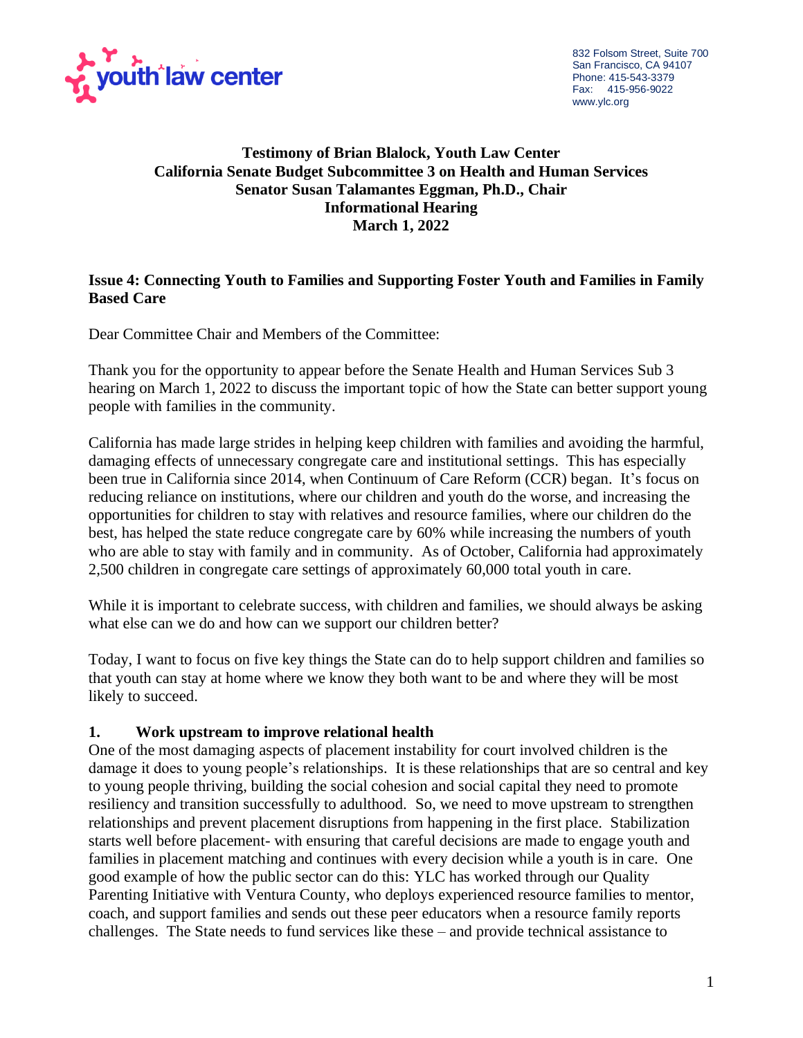youth law center

832 Folsom Street, Suite 700
San Francisco, CA 94107
Phone: 415-543-3379
Fax: 415-956-9022
www.ylc.org

**Testimony of Brian Blalock, Youth Law Center**
**California Senate Budget Subcommittee 3 on Health and Human Services**
**Senator Susan Talamantes Eggman, Ph.D., Chair**
**Informational Hearing**
**March 1, 2022**

**Issue 4: Connecting Youth to Families and Supporting Foster Youth and Families in Family Based Care**

Dear Committee Chair and Members of the Committee:

Thank you for the opportunity to appear before the Senate Health and Human Services Sub 3 hearing on March 1, 2022 to discuss the important topic of how the State can better support young people with families in the community.

California has made large strides in helping keep children with families and avoiding the harmful, damaging effects of unnecessary congregate care and institutional settings. This has especially been true in California since 2014, when Continuum of Care Reform (CCR) began. It's focus on reducing reliance on institutions, where our children and youth do the worse, and increasing the opportunities for children to stay with relatives and resource families, where our children do the best, has helped the state reduce congregate care by 60% while increasing the numbers of youth who are able to stay with family and in community. As of October, California had approximately 2,500 children in congregate care settings of approximately 60,000 total youth in care.

While it is important to celebrate success, with children and families, we should always be asking what else can we do and how can we support our children better?

Today, I want to focus on five key things the State can do to help support children and families so that youth can stay at home where we know they both want to be and where they will be most likely to succeed.

**1. Work upstream to improve relational health**

One of the most damaging aspects of placement instability for court involved children is the damage it does to young people's relationships. It is these relationships that are so central and key to young people thriving, building the social cohesion and social capital they need to promote resiliency and transition successfully to adulthood. So, we need to move upstream to strengthen relationships and prevent placement disruptions from happening in the first place. Stabilization starts well before placement- with ensuring that careful decisions are made to engage youth and families in placement matching and continues with every decision while a youth is in care. One good example of how the public sector can do this: YLC has worked through our Quality Parenting Initiative with Ventura County, who deploys experienced resource families to mentor, coach, and support families and sends out these peer educators when a resource family reports challenges. The State needs to fund services like these – and provide technical assistance to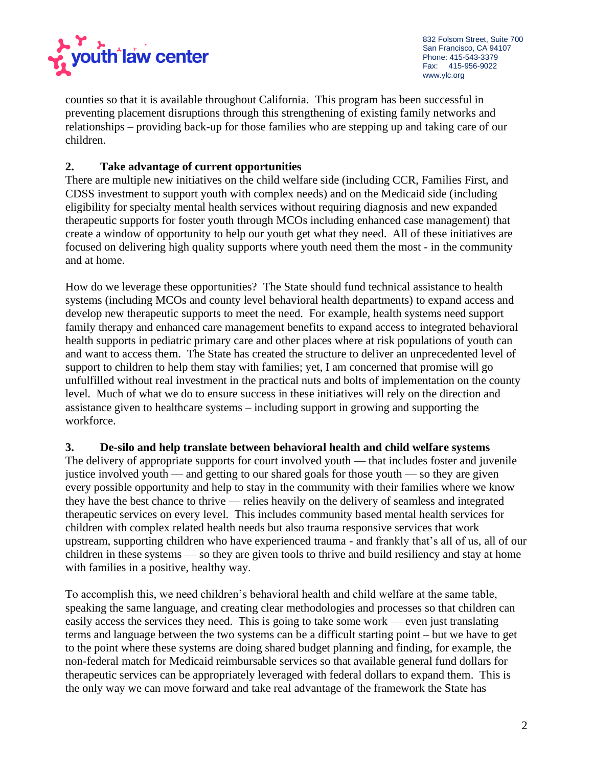counties so that it is available throughout California. This program has been successful in preventing placement disruptions through this strengthening of existing family networks and relationships – providing back-up for those families who are stepping up and taking care of our children.

**2. Take advantage of current opportunities**

There are multiple new initiatives on the child welfare side (including CCR, Families First, and CDSS investment to support youth with complex needs) and on the Medicaid side (including eligibility for specialty mental health services without requiring diagnosis and new expanded therapeutic supports for foster youth through MCOs including enhanced case management) that create a window of opportunity to help our youth get what they need. All of these initiatives are focused on delivering high quality supports where youth need them the most - in the community and at home.

How do we leverage these opportunities? The State should fund technical assistance to health systems (including MCOs and county level behavioral health departments) to expand access and develop new therapeutic supports to meet the need. For example, health systems need support family therapy and enhanced care management benefits to expand access to integrated behavioral health supports in pediatric primary care and other places where at risk populations of youth can and want to access them. The State has created the structure to deliver an unprecedented level of support to children to help them stay with families; yet, I am concerned that promise will go unfulfilled without real investment in the practical nuts and bolts of implementation on the county level. Much of what we do to ensure success in these initiatives will rely on the direction and assistance given to healthcare systems – including support in growing and supporting the workforce.

**3. De-silo and help translate between behavioral health and child welfare systems**

The delivery of appropriate supports for court involved youth — that includes foster and juvenile justice involved youth — and getting to our shared goals for those youth — so they are given every possible opportunity and help to stay in the community with their families where we know they have the best chance to thrive — relies heavily on the delivery of seamless and integrated therapeutic services on every level. This includes community based mental health services for children with complex related health needs but also trauma responsive services that work upstream, supporting children who have experienced trauma - and frankly that's all of us, all of our children in these systems — so they are given tools to thrive and build resiliency and stay at home with families in a positive, healthy way.

To accomplish this, we need children's behavioral health and child welfare at the same table, speaking the same language, and creating clear methodologies and processes so that children can easily access the services they need. This is going to take some work — even just translating terms and language between the two systems can be a difficult starting point – but we have to get to the point where these systems are doing shared budget planning and finding, for example, the non-federal match for Medicaid reimbursable services so that available general fund dollars for therapeutic services can be appropriately leveraged with federal dollars to expand them. This is the only way we can move forward and take real advantage of the framework the State has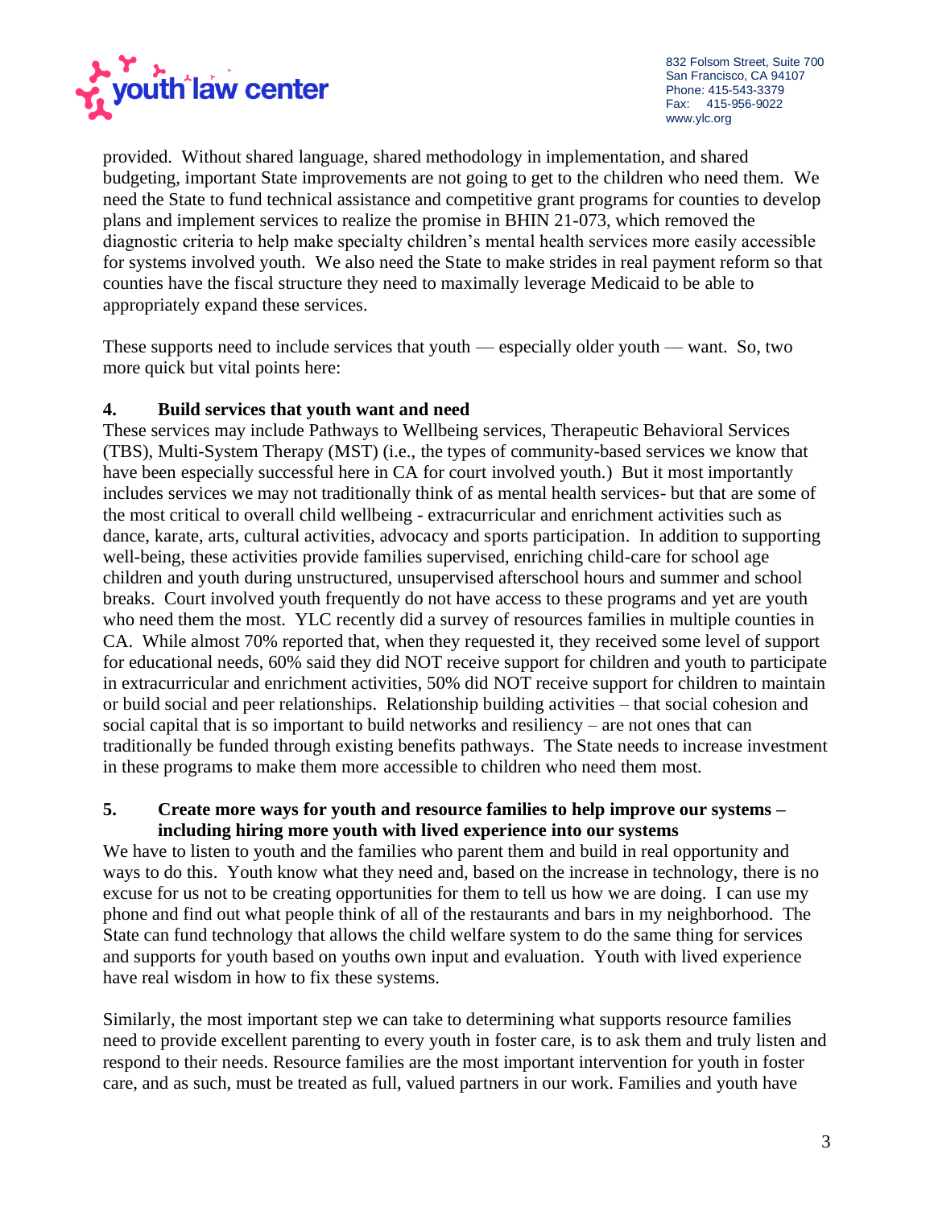provided. Without shared language, shared methodology in implementation, and shared budgeting, important State improvements are not going to get to the children who need them. We need the State to fund technical assistance and competitive grant programs for counties to develop plans and implement services to realize the promise in BHIN 21-073, which removed the diagnostic criteria to help make specialty children's mental health services more easily accessible for systems involved youth. We also need the State to make strides in real payment reform so that counties have the fiscal structure they need to maximally leverage Medicaid to be able to appropriately expand these services.

These supports need to include services that youth — especially older youth — want. So, two more quick but vital points here:

**4. Build services that youth want and need**

These services may include Pathways to Wellbeing services, Therapeutic Behavioral Services (TBS), Multi-System Therapy (MST) (i.e., the types of community-based services we know that have been especially successful here in CA for court involved youth.) But it most importantly includes services we may not traditionally think of as mental health services- but that are some of the most critical to overall child wellbeing - extracurricular and enrichment activities such as dance, karate, arts, cultural activities, advocacy and sports participation. In addition to supporting well-being, these activities provide families supervised, enriching child-care for school age children and youth during unstructured, unsupervised afterschool hours and summer and school breaks. Court involved youth frequently do not have access to these programs and yet are youth who need them the most. YLC recently did a survey of resources families in multiple counties in CA. While almost 70% reported that, when they requested it, they received some level of support for educational needs, 60% said they did NOT receive support for children and youth to participate in extracurricular and enrichment activities, 50% did NOT receive support for children to maintain or build social and peer relationships. Relationship building activities – that social cohesion and social capital that is so important to build networks and resiliency – are not ones that can traditionally be funded through existing benefits pathways. The State needs to increase investment in these programs to make them more accessible to children who need them most.

**5. Create more ways for youth and resource families to help improve our systems – including hiring more youth with lived experience into our systems**

We have to listen to youth and the families who parent them and build in real opportunity and ways to do this. Youth know what they need and, based on the increase in technology, there is no excuse for us not to be creating opportunities for them to tell us how we are doing. I can use my phone and find out what people think of all of the restaurants and bars in my neighborhood. The State can fund technology that allows the child welfare system to do the same thing for services and supports for youth based on youths own input and evaluation. Youth with lived experience have real wisdom in how to fix these systems.

Similarly, the most important step we can take to determining what supports resource families need to provide excellent parenting to every youth in foster care, is to ask them and truly listen and respond to their needs. Resource families are the most important intervention for youth in foster care, and as such, must be treated as full, valued partners in our work. Families and youth have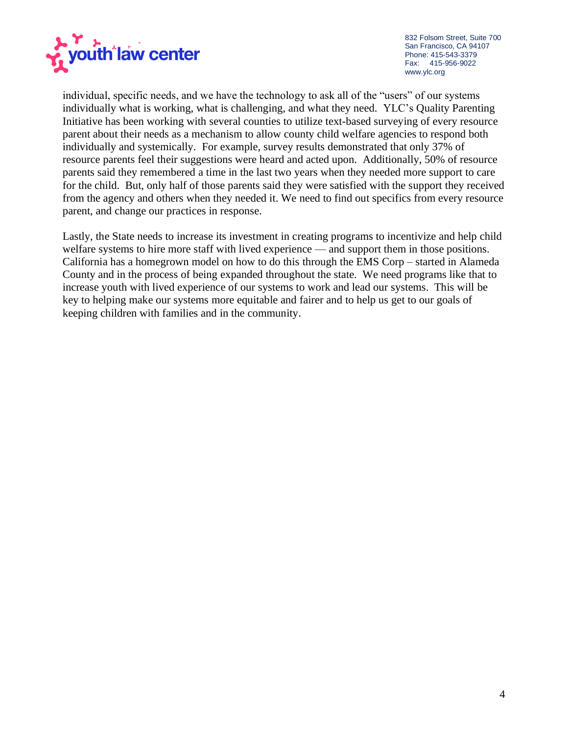individual, specific needs, and we have the technology to ask all of the "users" of our systems individually what is working, what is challenging, and what they need. YLC's Quality Parenting Initiative has been working with several counties to utilize text-based surveying of every resource parent about their needs as a mechanism to allow county child welfare agencies to respond both individually and systemically. For example, survey results demonstrated that only 37% of resource parents feel their suggestions were heard and acted upon. Additionally, 50% of resource parents said they remembered a time in the last two years when they needed more support to care for the child. But, only half of those parents said they were satisfied with the support they received from the agency and others when they needed it. We need to find out specifics from every resource parent, and change our practices in response.

Lastly, the State needs to increase its investment in creating programs to incentivize and help child welfare systems to hire more staff with lived experience — and support them in those positions. California has a homegrown model on how to do this through the EMS Corp – started in Alameda County and in the process of being expanded throughout the state. We need programs like that to increase youth with lived experience of our systems to work and lead our systems. This will be key to helping make our systems more equitable and fairer and to help us get to our goals of keeping children with families and in the community.